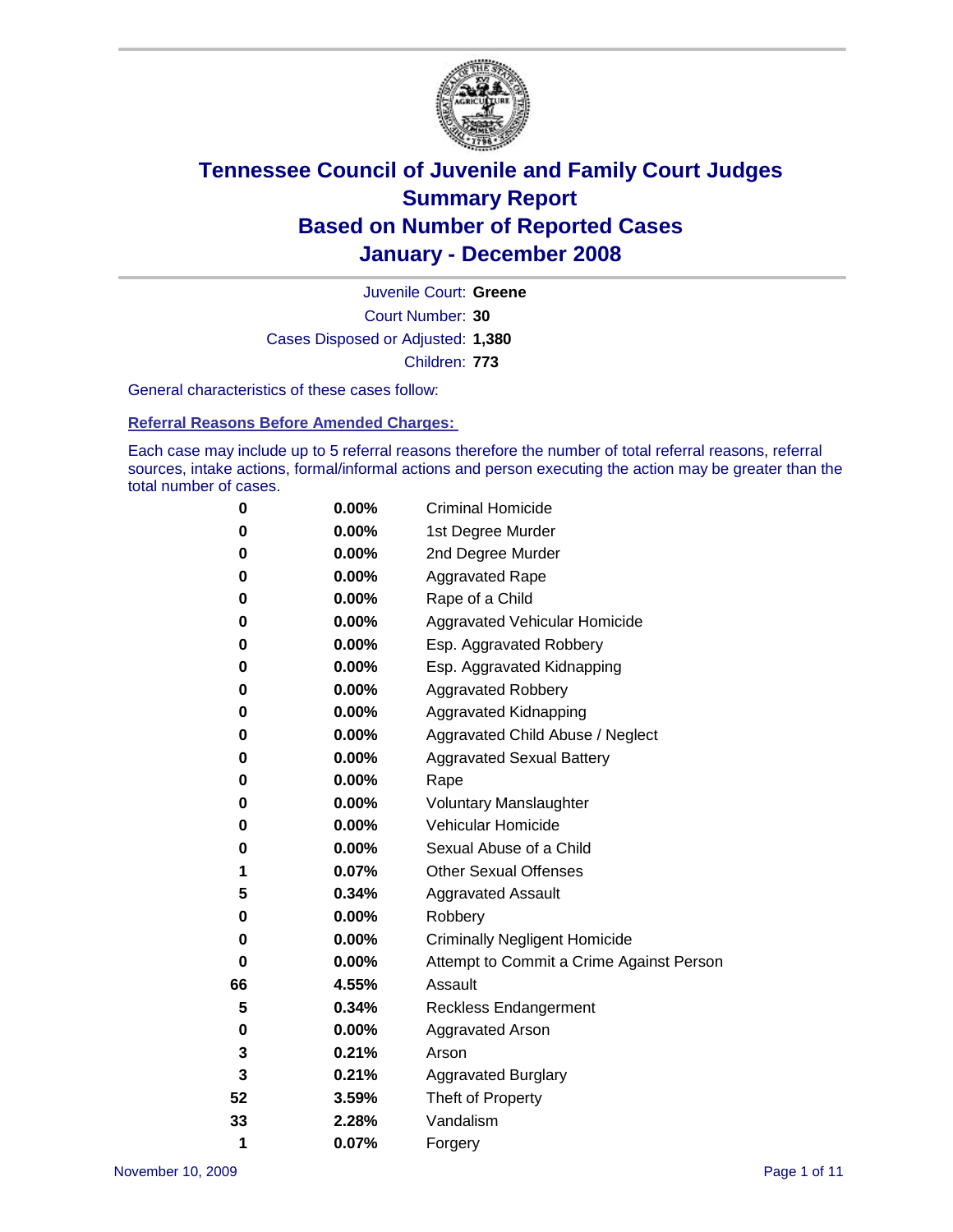# Tennessee Council of Juvenile and Family Court Judges
## Summary Report
## Based on Number of Reported Cases
## January - December 2008

Juvenile Court: **Greene**
Court Number: **30**
Cases Disposed or Adjusted: **1,380**
Children: **773**

General characteristics of these cases follow:

**Referral Reasons Before Amended Charges:**

Each case may include up to 5 referral reasons therefore the number of total referral reasons, referral sources, intake actions, formal/informal actions and person executing the action may be greater than the total number of cases.

| | | |
|---|---|---|
| 0 | 0.00% | Criminal Homicide |
| 0 | 0.00% | 1st Degree Murder |
| 0 | 0.00% | 2nd Degree Murder |
| 0 | 0.00% | Aggravated Rape |
| 0 | 0.00% | Rape of a Child |
| 0 | 0.00% | Aggravated Vehicular Homicide |
| 0 | 0.00% | Esp. Aggravated Robbery |
| 0 | 0.00% | Esp. Aggravated Kidnapping |
| 0 | 0.00% | Aggravated Robbery |
| 0 | 0.00% | Aggravated Kidnapping |
| 0 | 0.00% | Aggravated Child Abuse / Neglect |
| 0 | 0.00% | Aggravated Sexual Battery |
| 0 | 0.00% | Rape |
| 0 | 0.00% | Voluntary Manslaughter |
| 0 | 0.00% | Vehicular Homicide |
| 0 | 0.00% | Sexual Abuse of a Child |
| 1 | 0.07% | Other Sexual Offenses |
| 5 | 0.34% | Aggravated Assault |
| 0 | 0.00% | Robbery |
| 0 | 0.00% | Criminally Negligent Homicide |
| 0 | 0.00% | Attempt to Commit a Crime Against Person |
| 66 | 4.55% | Assault |
| 5 | 0.34% | Reckless Endangerment |
| 0 | 0.00% | Aggravated Arson |
| 3 | 0.21% | Arson |
| 3 | 0.21% | Aggravated Burglary |
| 52 | 3.59% | Theft of Property |
| 33 | 2.28% | Vandalism |
| 1 | 0.07% | Forgery |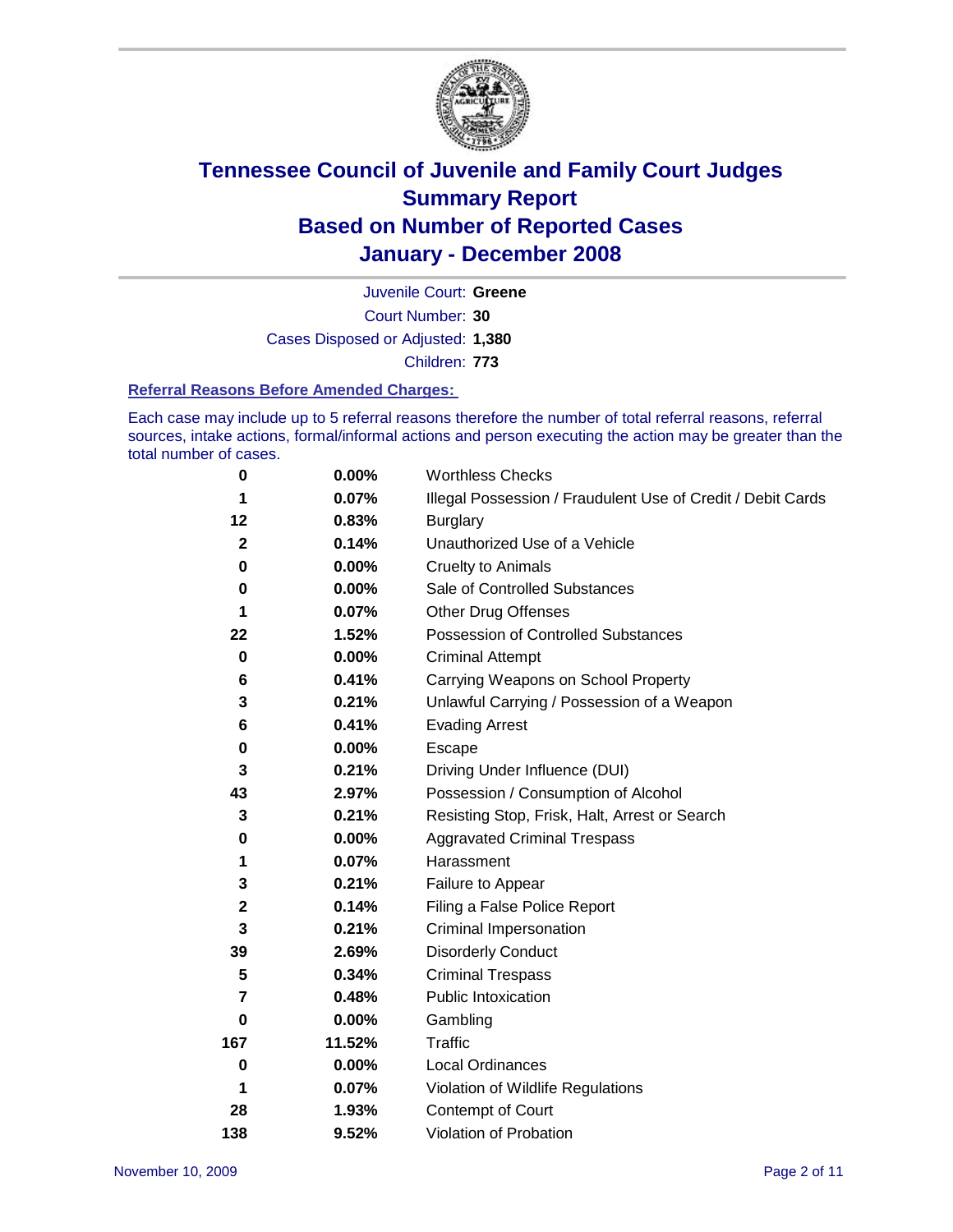# Tennessee Council of Juvenile and Family Court Judges
# Summary Report
# Based on Number of Reported Cases
# January - December 2008

Juvenile Court: **Greene**

Court Number: **30**

Cases Disposed or Adjusted: **1,380**

Children: **773**

### Referral Reasons Before Amended Charges:

Each case may include up to 5 referral reasons therefore the number of total referral reasons, referral sources, intake actions, formal/informal actions and person executing the action may be greater than the total number of cases.

| | | |
|---|---|---|
| 0 | 0.00% | Worthless Checks |
| 1 | 0.07% | Illegal Possession / Fraudulent Use of Credit / Debit Cards |
| 12 | 0.83% | Burglary |
| 2 | 0.14% | Unauthorized Use of a Vehicle |
| 0 | 0.00% | Cruelty to Animals |
| 0 | 0.00% | Sale of Controlled Substances |
| 1 | 0.07% | Other Drug Offenses |
| 22 | 1.52% | Possession of Controlled Substances |
| 0 | 0.00% | Criminal Attempt |
| 6 | 0.41% | Carrying Weapons on School Property |
| 3 | 0.21% | Unlawful Carrying / Possession of a Weapon |
| 6 | 0.41% | Evading Arrest |
| 0 | 0.00% | Escape |
| 3 | 0.21% | Driving Under Influence (DUI) |
| 43 | 2.97% | Possession / Consumption of Alcohol |
| 3 | 0.21% | Resisting Stop, Frisk, Halt, Arrest or Search |
| 0 | 0.00% | Aggravated Criminal Trespass |
| 1 | 0.07% | Harassment |
| 3 | 0.21% | Failure to Appear |
| 2 | 0.14% | Filing a False Police Report |
| 3 | 0.21% | Criminal Impersonation |
| 39 | 2.69% | Disorderly Conduct |
| 5 | 0.34% | Criminal Trespass |
| 7 | 0.48% | Public Intoxication |
| 0 | 0.00% | Gambling |
| 167 | 11.52% | Traffic |
| 0 | 0.00% | Local Ordinances |
| 1 | 0.07% | Violation of Wildlife Regulations |
| 28 | 1.93% | Contempt of Court |
| 138 | 9.52% | Violation of Probation |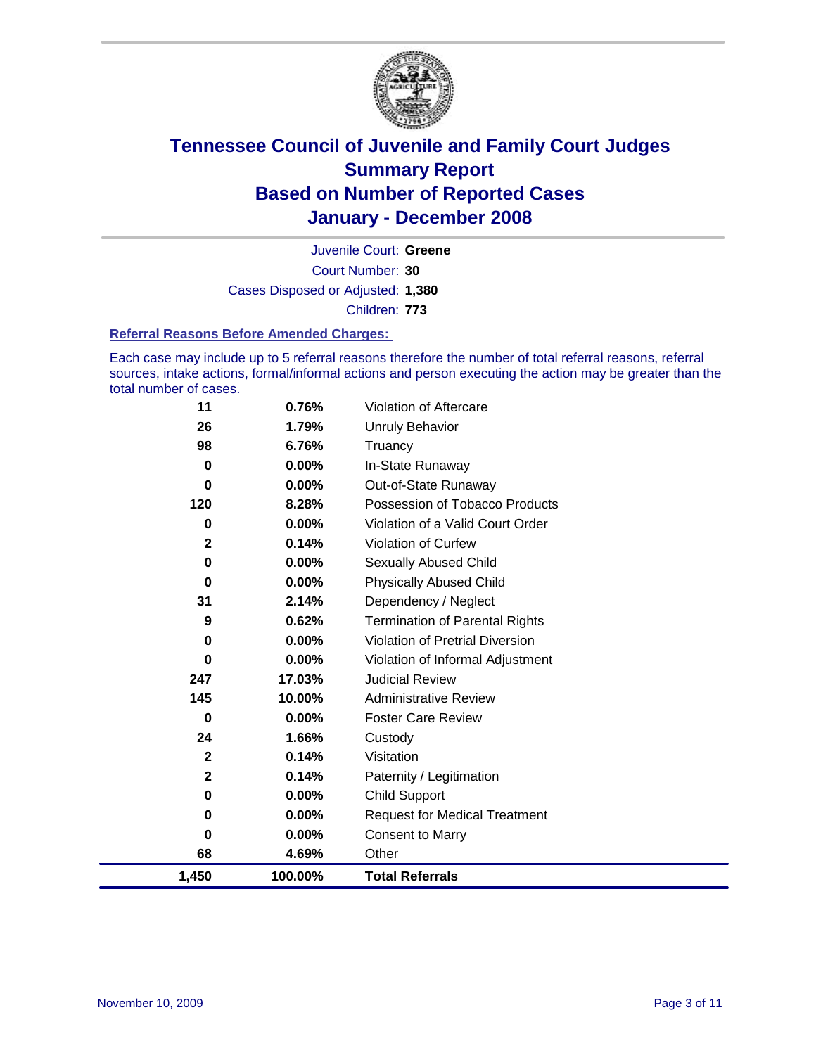# Tennessee Council of Juvenile and Family Court Judges
## Summary Report
## Based on Number of Reported Cases
## January - December 2008

Juvenile Court: **Greene**

Court Number: **30**

Cases Disposed or Adjusted: **1,380**

Children: **773**

### Referral Reasons Before Amended Charges:

Each case may include up to 5 referral reasons therefore the number of total referral reasons, referral sources, intake actions, formal/informal actions and person executing the action may be greater than the total number of cases.

| Count | Percent | Referral Reason |
|---|---|---|
| 11 | 0.76% | Violation of Aftercare |
| 26 | 1.79% | Unruly Behavior |
| 98 | 6.76% | Truancy |
| 0 | 0.00% | In-State Runaway |
| 0 | 0.00% | Out-of-State Runaway |
| 120 | 8.28% | Possession of Tobacco Products |
| 0 | 0.00% | Violation of a Valid Court Order |
| 2 | 0.14% | Violation of Curfew |
| 0 | 0.00% | Sexually Abused Child |
| 0 | 0.00% | Physically Abused Child |
| 31 | 2.14% | Dependency / Neglect |
| 9 | 0.62% | Termination of Parental Rights |
| 0 | 0.00% | Violation of Pretrial Diversion |
| 0 | 0.00% | Violation of Informal Adjustment |
| 247 | 17.03% | Judicial Review |
| 145 | 10.00% | Administrative Review |
| 0 | 0.00% | Foster Care Review |
| 24 | 1.66% | Custody |
| 2 | 0.14% | Visitation |
| 2 | 0.14% | Paternity / Legitimation |
| 0 | 0.00% | Child Support |
| 0 | 0.00% | Request for Medical Treatment |
| 0 | 0.00% | Consent to Marry |
| 68 | 4.69% | Other |
| **1,450** | **100.00%** | **Total Referrals** |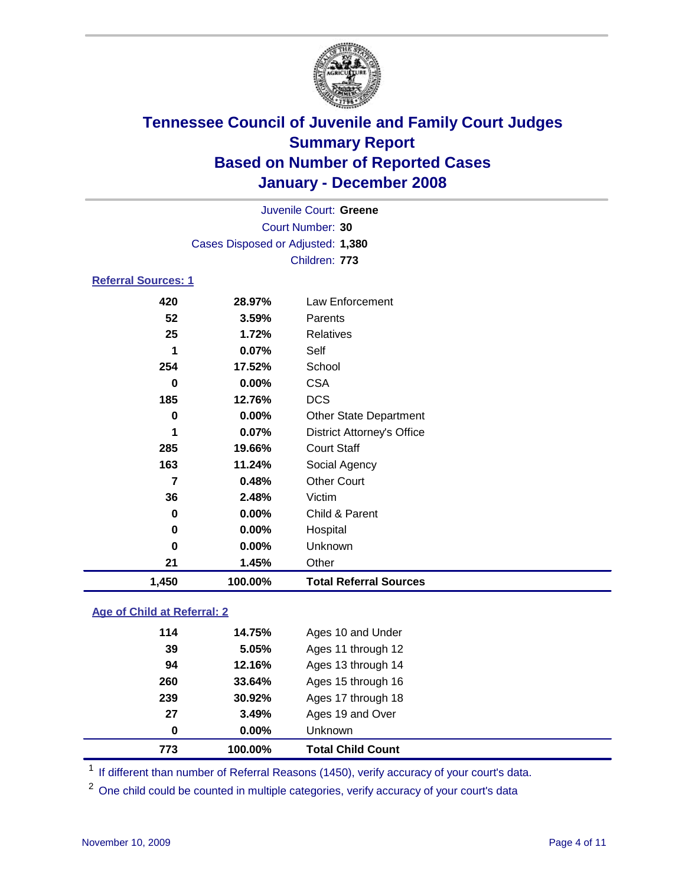# Tennessee Council of Juvenile and Family Court Judges
## Summary Report
## Based on Number of Reported Cases
## January - December 2008

Juvenile Court: **Greene**
Court Number: **30**
Cases Disposed or Adjusted: **1,380**
Children: **773**

### Referral Sources: 1

| Count | Percent | Source |
|---|---|---|
| 420 | 28.97% | Law Enforcement |
| 52 | 3.59% | Parents |
| 25 | 1.72% | Relatives |
| 1 | 0.07% | Self |
| 254 | 17.52% | School |
| 0 | 0.00% | CSA |
| 185 | 12.76% | DCS |
| 0 | 0.00% | Other State Department |
| 1 | 0.07% | District Attorney's Office |
| 285 | 19.66% | Court Staff |
| 163 | 11.24% | Social Agency |
| 7 | 0.48% | Other Court |
| 36 | 2.48% | Victim |
| 0 | 0.00% | Child & Parent |
| 0 | 0.00% | Hospital |
| 0 | 0.00% | Unknown |
| 21 | 1.45% | Other |
| **1,450** | **100.00%** | **Total Referral Sources** |

### Age of Child at Referral: 2

| Count | Percent | Age |
|---|---|---|
| 114 | 14.75% | Ages 10 and Under |
| 39 | 5.05% | Ages 11 through 12 |
| 94 | 12.16% | Ages 13 through 14 |
| 260 | 33.64% | Ages 15 through 16 |
| 239 | 30.92% | Ages 17 through 18 |
| 27 | 3.49% | Ages 19 and Over |
| 0 | 0.00% | Unknown |
| **773** | **100.00%** | **Total Child Count** |

[1] If different than number of Referral Reasons (1450), verify accuracy of your court's data.

[2] One child could be counted in multiple categories, verify accuracy of your court's data

November 10, 2009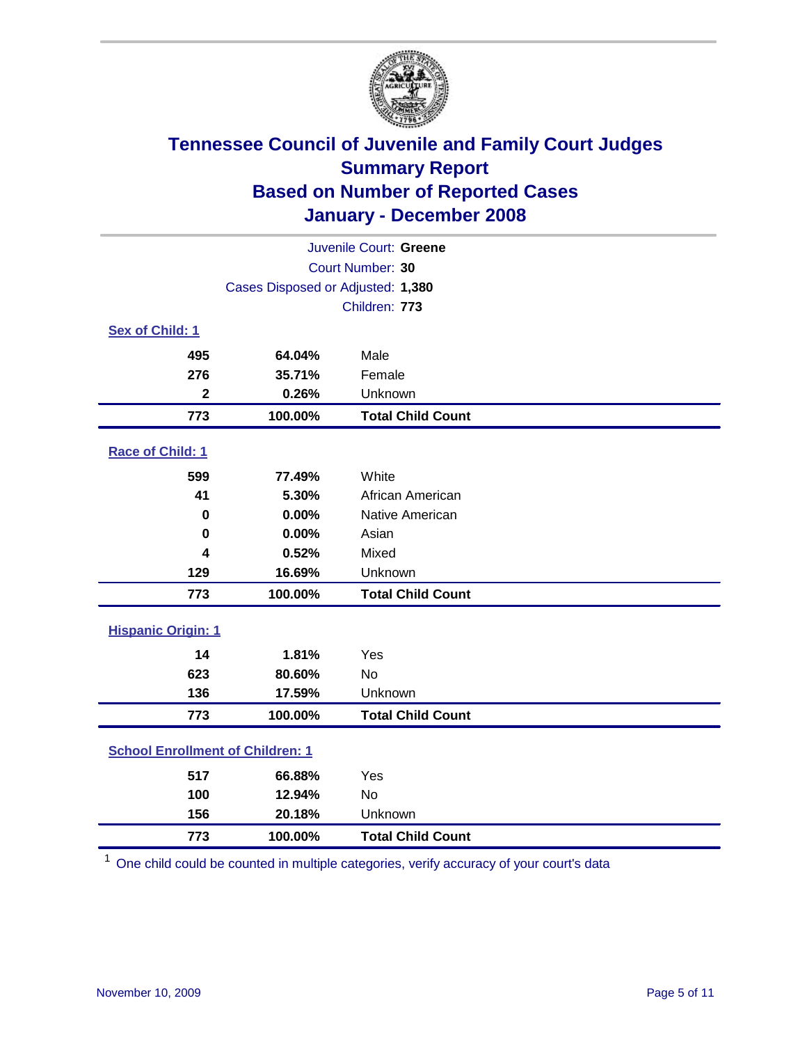# Tennessee Council of Juvenile and Family Court Judges
## Summary Report
## Based on Number of Reported Cases
## January - December 2008

Juvenile Court: **Greene**
Court Number: **30**
Cases Disposed or Adjusted: **1,380**
Children: **773**

### Sex of Child: 1

| | | |
|---|---|---|
| 495 | 64.04% | Male |
| 276 | 35.71% | Female |
| 2 | 0.26% | Unknown |
| **773** | **100.00%** | **Total Child Count** |

### Race of Child: 1

| | | |
|---|---|---|
| 599 | 77.49% | White |
| 41 | 5.30% | African American |
| 0 | 0.00% | Native American |
| 0 | 0.00% | Asian |
| 4 | 0.52% | Mixed |
| 129 | 16.69% | Unknown |
| **773** | **100.00%** | **Total Child Count** |

### Hispanic Origin: 1

| | | |
|---|---|---|
| 14 | 1.81% | Yes |
| 623 | 80.60% | No |
| 136 | 17.59% | Unknown |
| **773** | **100.00%** | **Total Child Count** |

### School Enrollment of Children: 1

| | | |
|---|---|---|
| 517 | 66.88% | Yes |
| 100 | 12.94% | No |
| 156 | 20.18% | Unknown |
| **773** | **100.00%** | **Total Child Count** |

[1] One child could be counted in multiple categories, verify accuracy of your court's data

November 10, 2009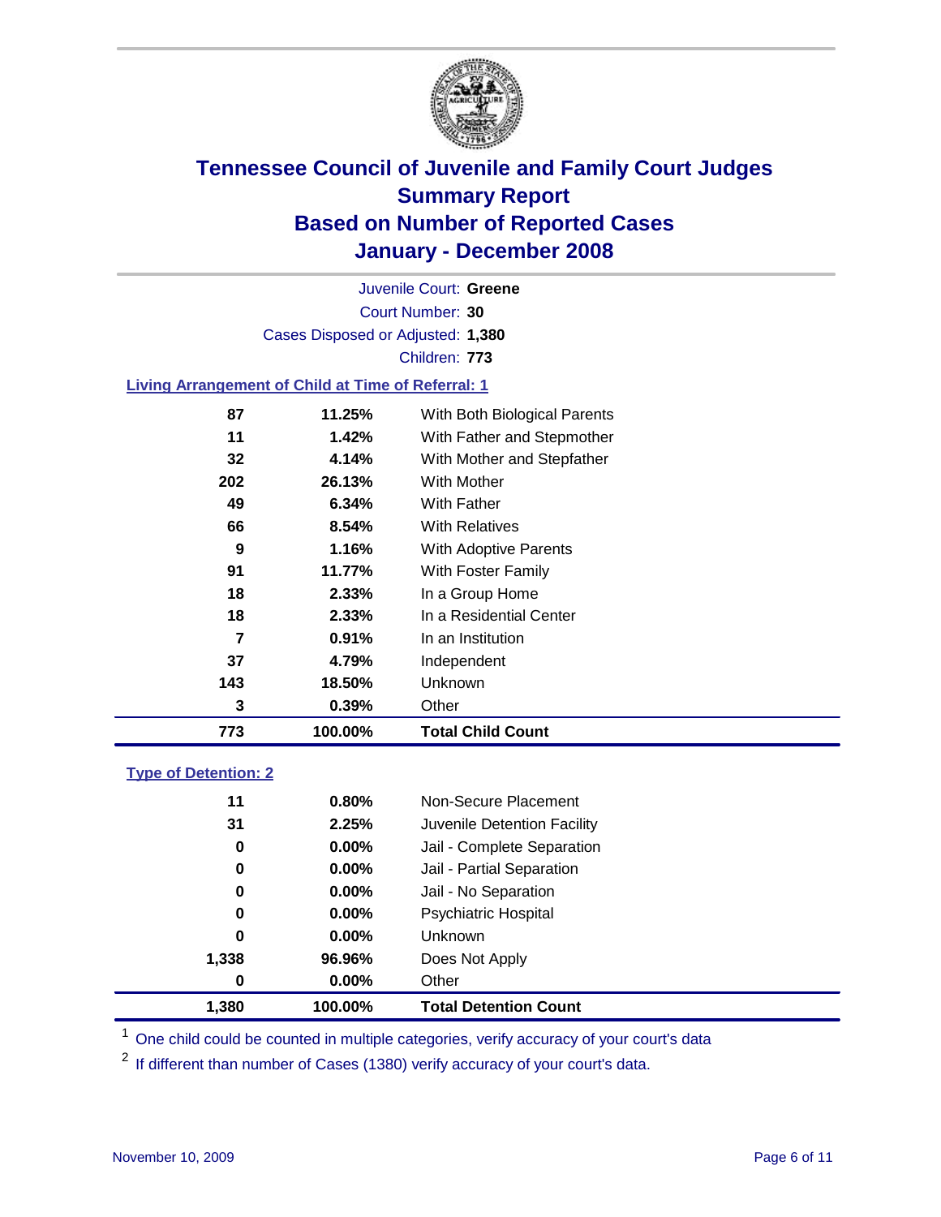# Tennessee Council of Juvenile and Family Court Judges
## Summary Report
## Based on Number of Reported Cases
## January - December 2008

Juvenile Court: **Greene**
Court Number: **30**
Cases Disposed or Adjusted: **1,380**
Children: **773**

### Living Arrangement of Child at Time of Referral: 1

| Count | Percent | Category |
|---|---|---|
| 87 | 11.25% | With Both Biological Parents |
| 11 | 1.42% | With Father and Stepmother |
| 32 | 4.14% | With Mother and Stepfather |
| 202 | 26.13% | With Mother |
| 49 | 6.34% | With Father |
| 66 | 8.54% | With Relatives |
| 9 | 1.16% | With Adoptive Parents |
| 91 | 11.77% | With Foster Family |
| 18 | 2.33% | In a Group Home |
| 18 | 2.33% | In a Residential Center |
| 7 | 0.91% | In an Institution |
| 37 | 4.79% | Independent |
| 143 | 18.50% | Unknown |
| 3 | 0.39% | Other |
| **773** | **100.00%** | **Total Child Count** |

### Type of Detention: 2

| Count | Percent | Category |
|---|---|---|
| 11 | 0.80% | Non-Secure Placement |
| 31 | 2.25% | Juvenile Detention Facility |
| 0 | 0.00% | Jail - Complete Separation |
| 0 | 0.00% | Jail - Partial Separation |
| 0 | 0.00% | Jail - No Separation |
| 0 | 0.00% | Psychiatric Hospital |
| 0 | 0.00% | Unknown |
| 1,338 | 96.96% | Does Not Apply |
| 0 | 0.00% | Other |
| **1,380** | **100.00%** | **Total Detention Count** |

[1] One child could be counted in multiple categories, verify accuracy of your court's data

[2] If different than number of Cases (1380) verify accuracy of your court's data.

November 10, 2009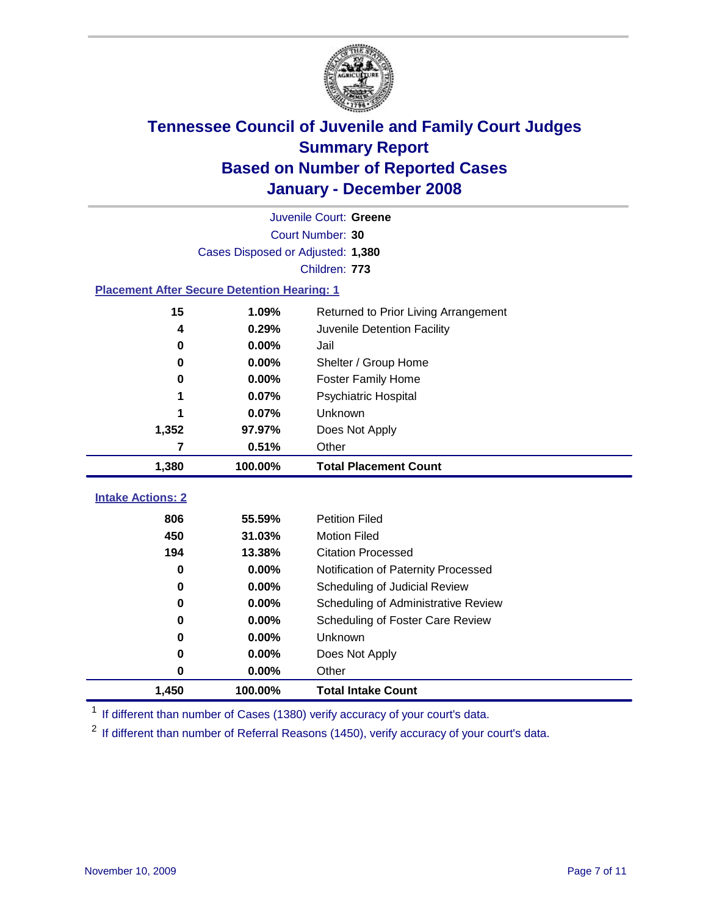# Tennessee Council of Juvenile and Family Court Judges
## Summary Report
## Based on Number of Reported Cases
## January - December 2008

Juvenile Court: **Greene**
Court Number: **30**
Cases Disposed or Adjusted: **1,380**
Children: **773**

### Placement After Secure Detention Hearing: 1

| | | |
|---|---|---|
| 15 | 1.09% | Returned to Prior Living Arrangement |
| 4 | 0.29% | Juvenile Detention Facility |
| 0 | 0.00% | Jail |
| 0 | 0.00% | Shelter / Group Home |
| 0 | 0.00% | Foster Family Home |
| 1 | 0.07% | Psychiatric Hospital |
| 1 | 0.07% | Unknown |
| 1,352 | 97.97% | Does Not Apply |
| 7 | 0.51% | Other |
| **1,380** | **100.00%** | **Total Placement Count** |

### Intake Actions: 2

| | | |
|---|---|---|
| 806 | 55.59% | Petition Filed |
| 450 | 31.03% | Motion Filed |
| 194 | 13.38% | Citation Processed |
| 0 | 0.00% | Notification of Paternity Processed |
| 0 | 0.00% | Scheduling of Judicial Review |
| 0 | 0.00% | Scheduling of Administrative Review |
| 0 | 0.00% | Scheduling of Foster Care Review |
| 0 | 0.00% | Unknown |
| 0 | 0.00% | Does Not Apply |
| 0 | 0.00% | Other |
| **1,450** | **100.00%** | **Total Intake Count** |

[1] If different than number of Cases (1380) verify accuracy of your court's data.

[2] If different than number of Referral Reasons (1450), verify accuracy of your court's data.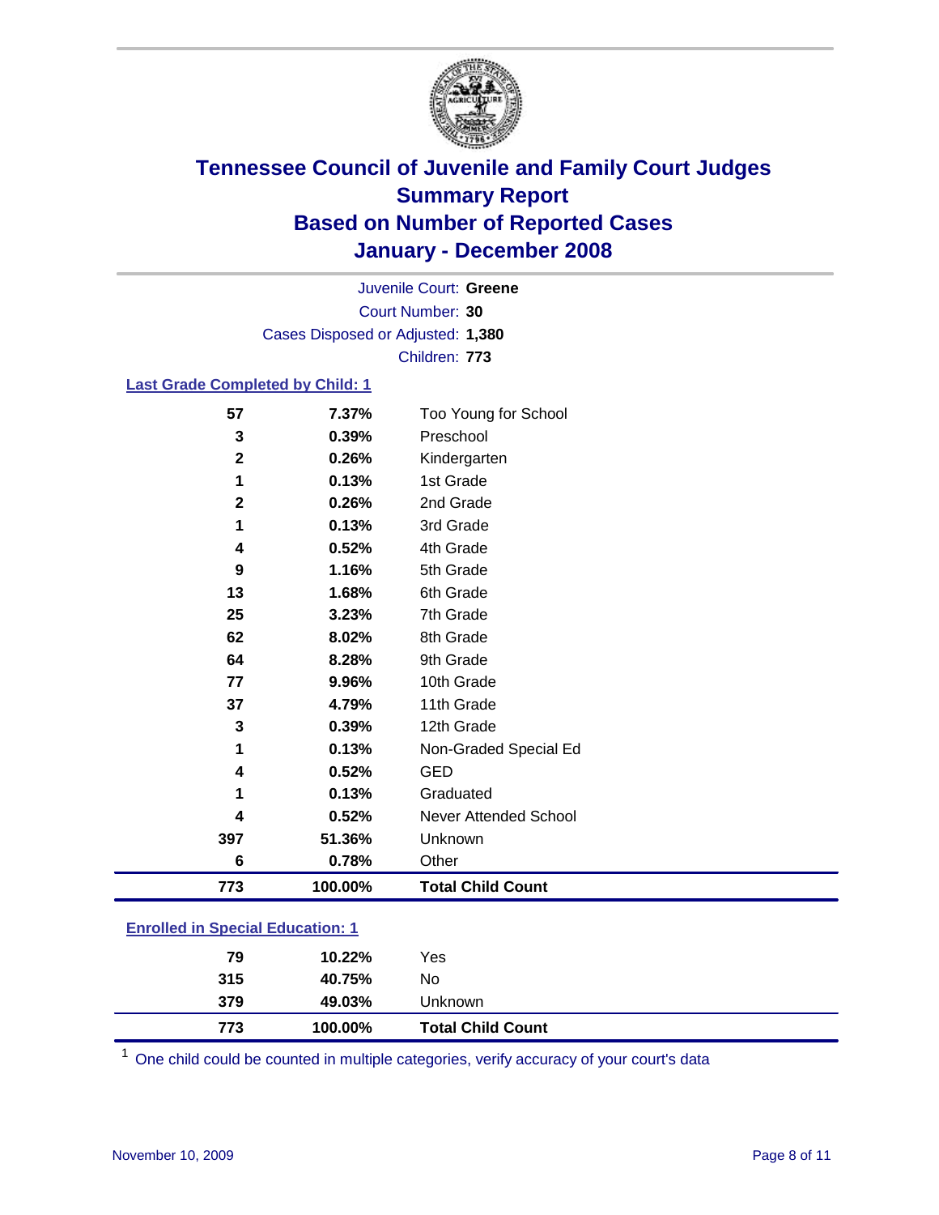# Tennessee Council of Juvenile and Family Court Judges
## Summary Report
## Based on Number of Reported Cases
## January - December 2008

Juvenile Court: **Greene**
Court Number: **30**
Cases Disposed or Adjusted: **1,380**
Children: **773**

### Last Grade Completed by Child: 1

| Count | Percent | Category |
|---|---|---|
| 57 | 7.37% | Too Young for School |
| 3 | 0.39% | Preschool |
| 2 | 0.26% | Kindergarten |
| 1 | 0.13% | 1st Grade |
| 2 | 0.26% | 2nd Grade |
| 1 | 0.13% | 3rd Grade |
| 4 | 0.52% | 4th Grade |
| 9 | 1.16% | 5th Grade |
| 13 | 1.68% | 6th Grade |
| 25 | 3.23% | 7th Grade |
| 62 | 8.02% | 8th Grade |
| 64 | 8.28% | 9th Grade |
| 77 | 9.96% | 10th Grade |
| 37 | 4.79% | 11th Grade |
| 3 | 0.39% | 12th Grade |
| 1 | 0.13% | Non-Graded Special Ed |
| 4 | 0.52% | GED |
| 1 | 0.13% | Graduated |
| 4 | 0.52% | Never Attended School |
| 397 | 51.36% | Unknown |
| 6 | 0.78% | Other |
| **773** | **100.00%** | **Total Child Count** |

### Enrolled in Special Education: 1

| Count | Percent | Category |
|---|---|---|
| 79 | 10.22% | Yes |
| 315 | 40.75% | No |
| 379 | 49.03% | Unknown |
| **773** | **100.00%** | **Total Child Count** |

[1] One child could be counted in multiple categories, verify accuracy of your court's data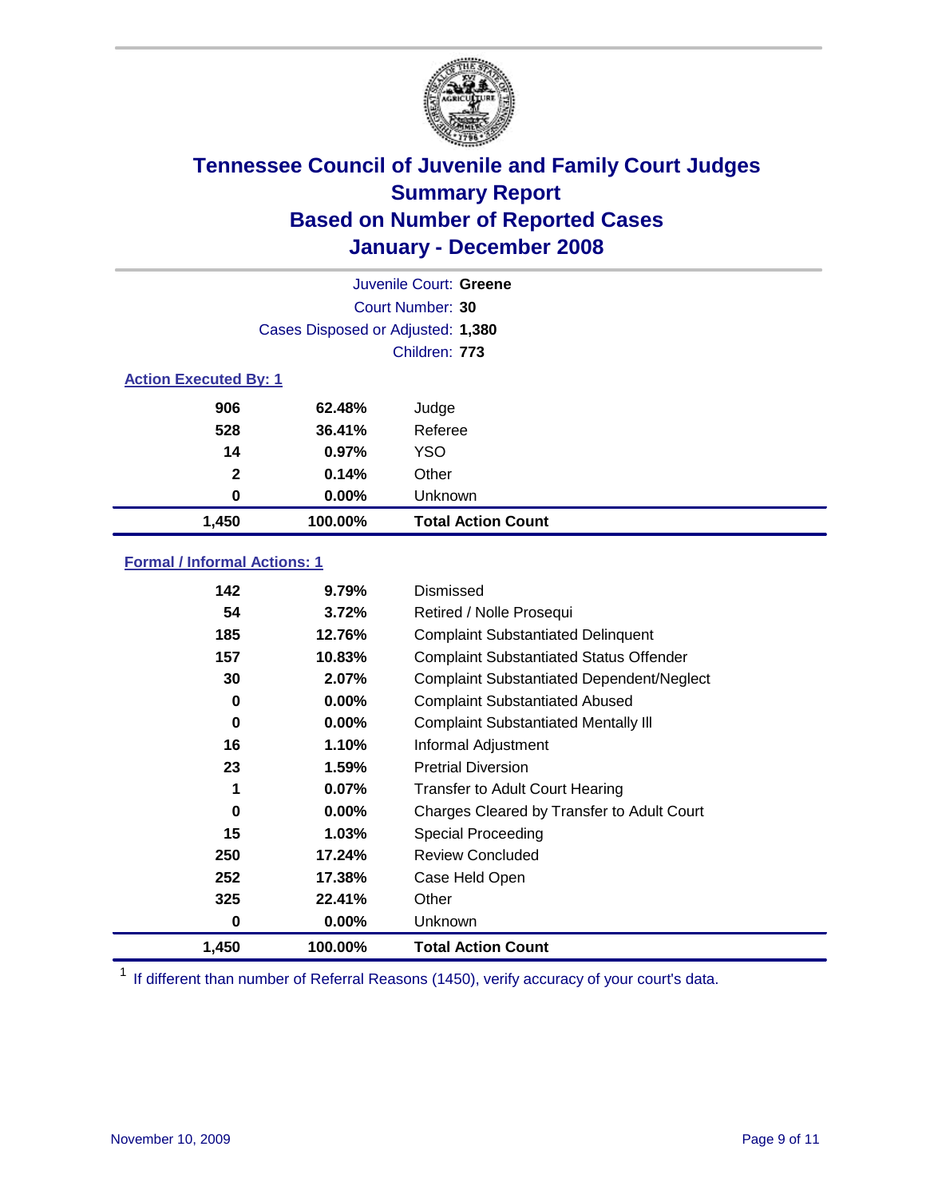# Tennessee Council of Juvenile and Family Court Judges
## Summary Report
## Based on Number of Reported Cases
## January - December 2008

Juvenile Court: **Greene**
Court Number: **30**
Cases Disposed or Adjusted: **1,380**
Children: **773**

### Action Executed By: 1

| | | |
|---|---|---|
| 906 | 62.48% | Judge |
| 528 | 36.41% | Referee |
| 14 | 0.97% | YSO |
| 2 | 0.14% | Other |
| 0 | 0.00% | Unknown |
| **1,450** | **100.00%** | **Total Action Count** |

### Formal / Informal Actions: 1

| | | |
|---|---|---|
| 142 | 9.79% | Dismissed |
| 54 | 3.72% | Retired / Nolle Prosequi |
| 185 | 12.76% | Complaint Substantiated Delinquent |
| 157 | 10.83% | Complaint Substantiated Status Offender |
| 30 | 2.07% | Complaint Substantiated Dependent/Neglect |
| 0 | 0.00% | Complaint Substantiated Abused |
| 0 | 0.00% | Complaint Substantiated Mentally Ill |
| 16 | 1.10% | Informal Adjustment |
| 23 | 1.59% | Pretrial Diversion |
| 1 | 0.07% | Transfer to Adult Court Hearing |
| 0 | 0.00% | Charges Cleared by Transfer to Adult Court |
| 15 | 1.03% | Special Proceeding |
| 250 | 17.24% | Review Concluded |
| 252 | 17.38% | Case Held Open |
| 325 | 22.41% | Other |
| 0 | 0.00% | Unknown |
| **1,450** | **100.00%** | **Total Action Count** |

[1] If different than number of Referral Reasons (1450), verify accuracy of your court's data.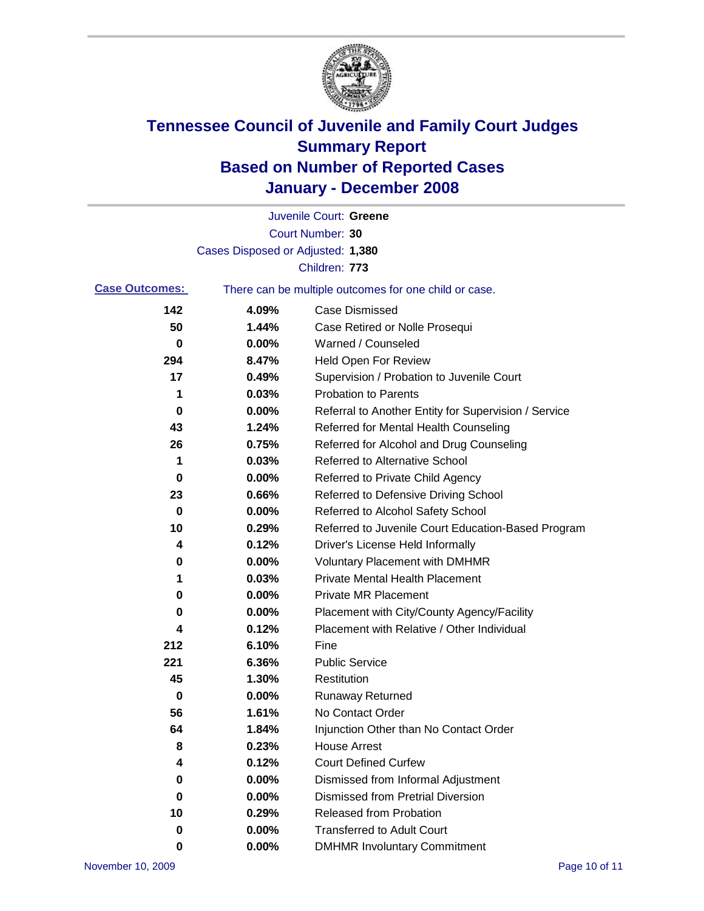# Tennessee Council of Juvenile and Family Court Judges
## Summary Report
## Based on Number of Reported Cases
## January - December 2008

Juvenile Court: **Greene**
Court Number: **30**
Cases Disposed or Adjusted: **1,380**
Children: **773**

**Case Outcomes:** There can be multiple outcomes for one child or case.

| Count | Percent | Outcome |
|---|---|---|
| 142 | 4.09% | Case Dismissed |
| 50 | 1.44% | Case Retired or Nolle Prosequi |
| 0 | 0.00% | Warned / Counseled |
| 294 | 8.47% | Held Open For Review |
| 17 | 0.49% | Supervision / Probation to Juvenile Court |
| 1 | 0.03% | Probation to Parents |
| 0 | 0.00% | Referral to Another Entity for Supervision / Service |
| 43 | 1.24% | Referred for Mental Health Counseling |
| 26 | 0.75% | Referred for Alcohol and Drug Counseling |
| 1 | 0.03% | Referred to Alternative School |
| 0 | 0.00% | Referred to Private Child Agency |
| 23 | 0.66% | Referred to Defensive Driving School |
| 0 | 0.00% | Referred to Alcohol Safety School |
| 10 | 0.29% | Referred to Juvenile Court Education-Based Program |
| 4 | 0.12% | Driver's License Held Informally |
| 0 | 0.00% | Voluntary Placement with DMHMR |
| 1 | 0.03% | Private Mental Health Placement |
| 0 | 0.00% | Private MR Placement |
| 0 | 0.00% | Placement with City/County Agency/Facility |
| 4 | 0.12% | Placement with Relative / Other Individual |
| 212 | 6.10% | Fine |
| 221 | 6.36% | Public Service |
| 45 | 1.30% | Restitution |
| 0 | 0.00% | Runaway Returned |
| 56 | 1.61% | No Contact Order |
| 64 | 1.84% | Injunction Other than No Contact Order |
| 8 | 0.23% | House Arrest |
| 4 | 0.12% | Court Defined Curfew |
| 0 | 0.00% | Dismissed from Informal Adjustment |
| 0 | 0.00% | Dismissed from Pretrial Diversion |
| 10 | 0.29% | Released from Probation |
| 0 | 0.00% | Transferred to Adult Court |
| 0 | 0.00% | DMHMR Involuntary Commitment |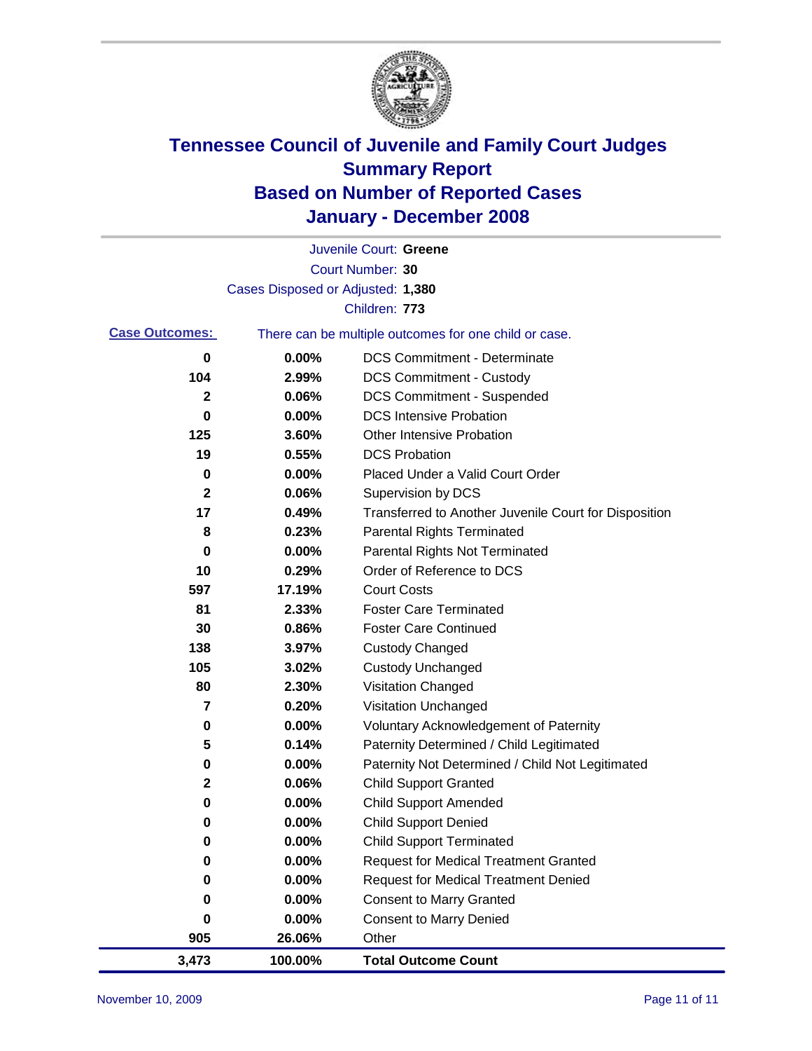# Tennessee Council of Juvenile and Family Court Judges
## Summary Report
## Based on Number of Reported Cases
## January - December 2008

Juvenile Court: **Greene**
Court Number: **30**
Cases Disposed or Adjusted: **1,380**
Children: **773**

**Case Outcomes:** There can be multiple outcomes for one child or case.

| | | |
|---|---|---|
| 0 | 0.00% | DCS Commitment - Determinate |
| 104 | 2.99% | DCS Commitment - Custody |
| 2 | 0.06% | DCS Commitment - Suspended |
| 0 | 0.00% | DCS Intensive Probation |
| 125 | 3.60% | Other Intensive Probation |
| 19 | 0.55% | DCS Probation |
| 0 | 0.00% | Placed Under a Valid Court Order |
| 2 | 0.06% | Supervision by DCS |
| 17 | 0.49% | Transferred to Another Juvenile Court for Disposition |
| 8 | 0.23% | Parental Rights Terminated |
| 0 | 0.00% | Parental Rights Not Terminated |
| 10 | 0.29% | Order of Reference to DCS |
| 597 | 17.19% | Court Costs |
| 81 | 2.33% | Foster Care Terminated |
| 30 | 0.86% | Foster Care Continued |
| 138 | 3.97% | Custody Changed |
| 105 | 3.02% | Custody Unchanged |
| 80 | 2.30% | Visitation Changed |
| 7 | 0.20% | Visitation Unchanged |
| 0 | 0.00% | Voluntary Acknowledgement of Paternity |
| 5 | 0.14% | Paternity Determined / Child Legitimated |
| 0 | 0.00% | Paternity Not Determined / Child Not Legitimated |
| 2 | 0.06% | Child Support Granted |
| 0 | 0.00% | Child Support Amended |
| 0 | 0.00% | Child Support Denied |
| 0 | 0.00% | Child Support Terminated |
| 0 | 0.00% | Request for Medical Treatment Granted |
| 0 | 0.00% | Request for Medical Treatment Denied |
| 0 | 0.00% | Consent to Marry Granted |
| 0 | 0.00% | Consent to Marry Denied |
| 905 | 26.06% | Other |
| **3,473** | **100.00%** | **Total Outcome Count** |

November 10, 2009